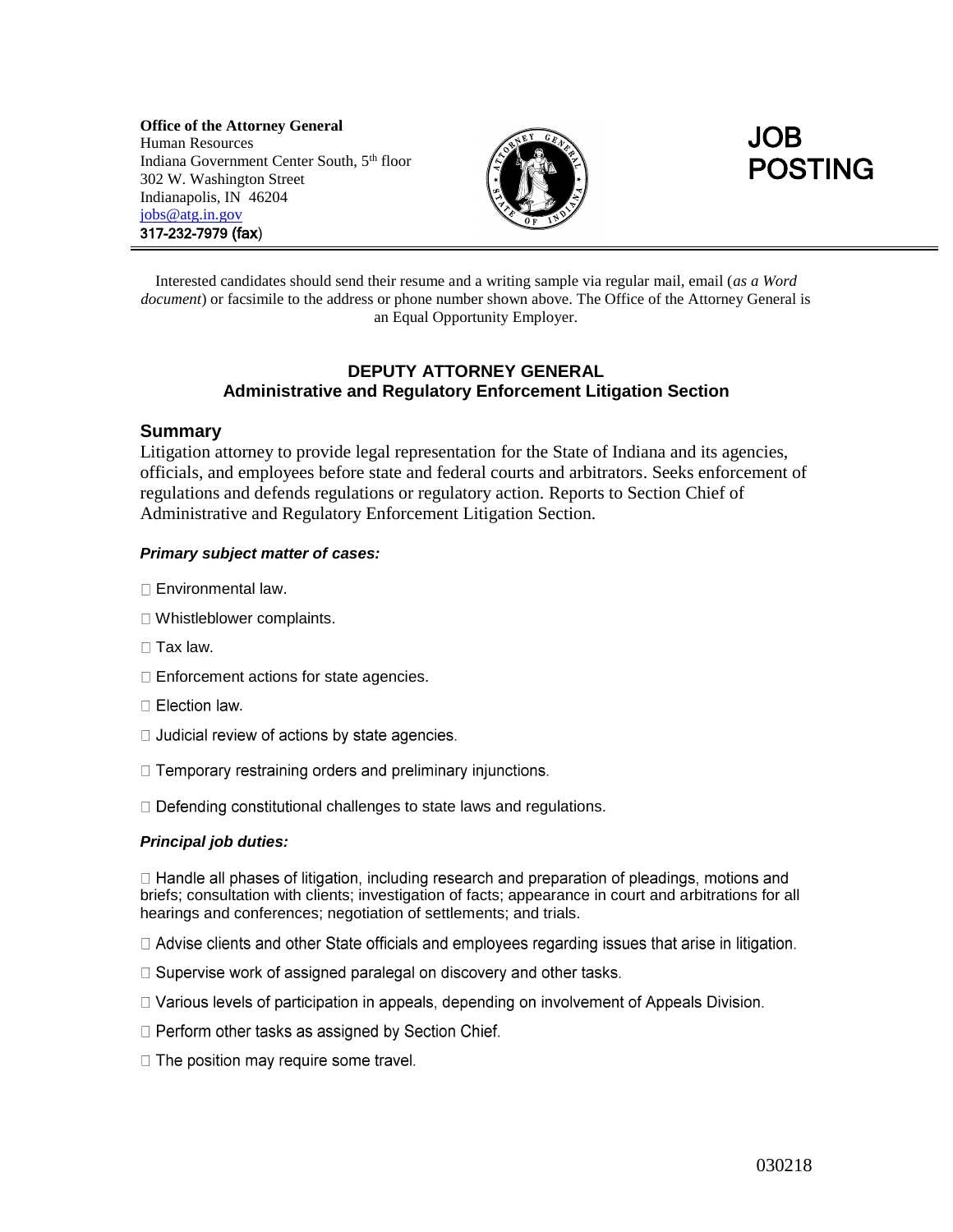**Office of the Attorney General**
Human Resources
Indiana Government Center South, 5th floor
302 W. Washington Street
Indianapolis, IN 46204
jobs@atg.in.gov
317-232-7979 (fax)

# JOB POSTING

Interested candidates should send their resume and a writing sample via regular mail, email (*as a Word document*) or facsimile to the address or phone number shown above. The Office of the Attorney General is an Equal Opportunity Employer.

## DEPUTY ATTORNEY GENERAL
## Administrative and Regulatory Enforcement Litigation Section

### Summary

Litigation attorney to provide legal representation for the State of Indiana and its agencies, officials, and employees before state and federal courts and arbitrators. Seeks enforcement of regulations and defends regulations or regulatory action. Reports to Section Chief of Administrative and Regulatory Enforcement Litigation Section.

***Primary subject matter of cases:***

- Environmental law.
- Whistleblower complaints.
- Tax law.
- Enforcement actions for state agencies.
- Election law.
- Judicial review of actions by state agencies.
- Temporary restraining orders and preliminary injunctions.
- Defending constitutional challenges to state laws and regulations.

***Principal job duties:***

- Handle all phases of litigation, including research and preparation of pleadings, motions and briefs; consultation with clients; investigation of facts; appearance in court and arbitrations for all hearings and conferences; negotiation of settlements; and trials.
- Advise clients and other State officials and employees regarding issues that arise in litigation.
- Supervise work of assigned paralegal on discovery and other tasks.
- Various levels of participation in appeals, depending on involvement of Appeals Division.
- Perform other tasks as assigned by Section Chief.
- The position may require some travel.

030218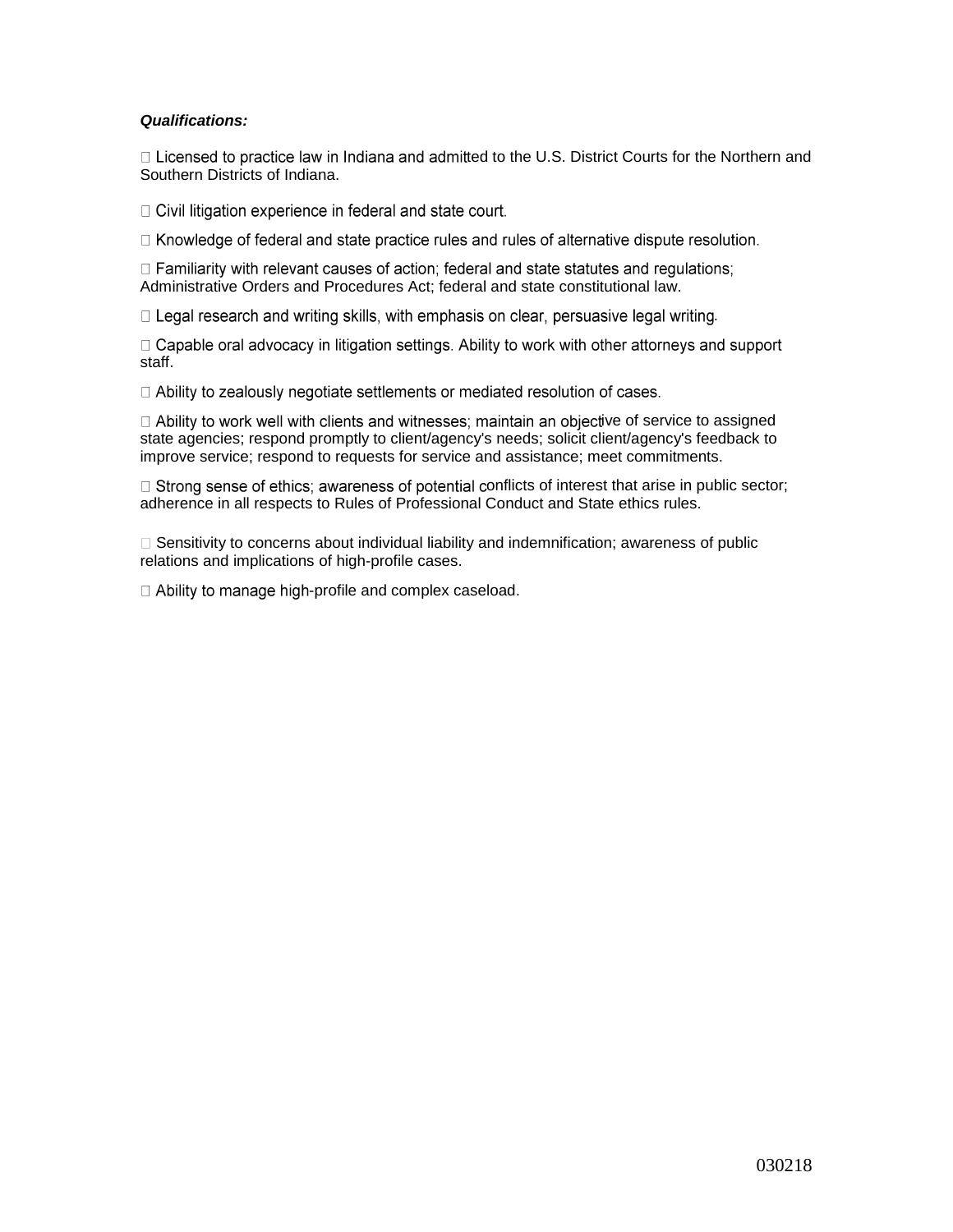***Qualifications:***

- Licensed to practice law in Indiana and admitted to the U.S. District Courts for the Northern and Southern Districts of Indiana.
- Civil litigation experience in federal and state court.
- Knowledge of federal and state practice rules and rules of alternative dispute resolution.
- Familiarity with relevant causes of action; federal and state statutes and regulations; Administrative Orders and Procedures Act; federal and state constitutional law.
- Legal research and writing skills, with emphasis on clear, persuasive legal writing.
- Capable oral advocacy in litigation settings. Ability to work with other attorneys and support staff.
- Ability to zealously negotiate settlements or mediated resolution of cases.
- Ability to work well with clients and witnesses; maintain an objective of service to assigned state agencies; respond promptly to client/agency's needs; solicit client/agency's feedback to improve service; respond to requests for service and assistance; meet commitments.
- Strong sense of ethics; awareness of potential conflicts of interest that arise in public sector; adherence in all respects to Rules of Professional Conduct and State ethics rules.
- Sensitivity to concerns about individual liability and indemnification; awareness of public relations and implications of high-profile cases.
- Ability to manage high-profile and complex caseload.

030218